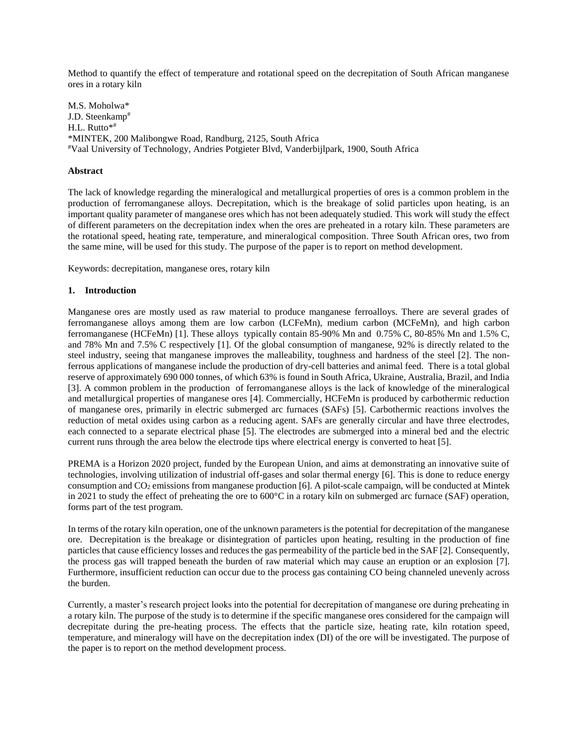Method to quantify the effect of temperature and rotational speed on the decrepitation of South African manganese ores in a rotary kiln

M.S. Moholwa*
J.D. Steenkamp#
H.L. Rutto*#
*MINTEK, 200 Malibongwe Road, Randburg, 2125, South Africa
#Vaal University of Technology, Andries Potgieter Blvd, Vanderbijlpark, 1900, South Africa

**Abstract**

The lack of knowledge regarding the mineralogical and metallurgical properties of ores is a common problem in the production of ferromanganese alloys. Decrepitation, which is the breakage of solid particles upon heating, is an important quality parameter of manganese ores which has not been adequately studied. This work will study the effect of different parameters on the decrepitation index when the ores are preheated in a rotary kiln. These parameters are the rotational speed, heating rate, temperature, and mineralogical composition. Three South African ores, two from the same mine, will be used for this study. The purpose of the paper is to report on method development.

Keywords: decrepitation, manganese ores, rotary kiln

## 1. Introduction

Manganese ores are mostly used as raw material to produce manganese ferroalloys. There are several grades of ferromanganese alloys among them are low carbon (LCFeMn), medium carbon (MCFeMn), and high carbon ferromanganese (HCFeMn) [1]. These alloys typically contain 85-90% Mn and 0.75% C, 80-85% Mn and 1.5% C, and 78% Mn and 7.5% C respectively [1]. Of the global consumption of manganese, 92% is directly related to the steel industry, seeing that manganese improves the malleability, toughness and hardness of the steel [2]. The non-ferrous applications of manganese include the production of dry-cell batteries and animal feed. There is a total global reserve of approximately 690 000 tonnes, of which 63% is found in South Africa, Ukraine, Australia, Brazil, and India [3]. A common problem in the production of ferromanganese alloys is the lack of knowledge of the mineralogical and metallurgical properties of manganese ores [4]. Commercially, HCFeMn is produced by carbothermic reduction of manganese ores, primarily in electric submerged arc furnaces (SAFs) [5]. Carbothermic reactions involves the reduction of metal oxides using carbon as a reducing agent. SAFs are generally circular and have three electrodes, each connected to a separate electrical phase [5]. The electrodes are submerged into a mineral bed and the electric current runs through the area below the electrode tips where electrical energy is converted to heat [5].

PREMA is a Horizon 2020 project, funded by the European Union, and aims at demonstrating an innovative suite of technologies, involving utilization of industrial off-gases and solar thermal energy [6]. This is done to reduce energy consumption and $CO_2$ emissions from manganese production [6]. A pilot-scale campaign, will be conducted at Mintek in 2021 to study the effect of preheating the ore to 600°C in a rotary kiln on submerged arc furnace (SAF) operation, forms part of the test program.

In terms of the rotary kiln operation, one of the unknown parameters is the potential for decrepitation of the manganese ore. Decrepitation is the breakage or disintegration of particles upon heating, resulting in the production of fine particles that cause efficiency losses and reduces the gas permeability of the particle bed in the SAF [2]. Consequently, the process gas will trapped beneath the burden of raw material which may cause an eruption or an explosion [7]. Furthermore, insufficient reduction can occur due to the process gas containing CO being channeled unevenly across the burden.

Currently, a master's research project looks into the potential for decrepitation of manganese ore during preheating in a rotary kiln. The purpose of the study is to determine if the specific manganese ores considered for the campaign will decrepitate during the pre-heating process. The effects that the particle size, heating rate, kiln rotation speed, temperature, and mineralogy will have on the decrepitation index (DI) of the ore will be investigated. The purpose of the paper is to report on the method development process.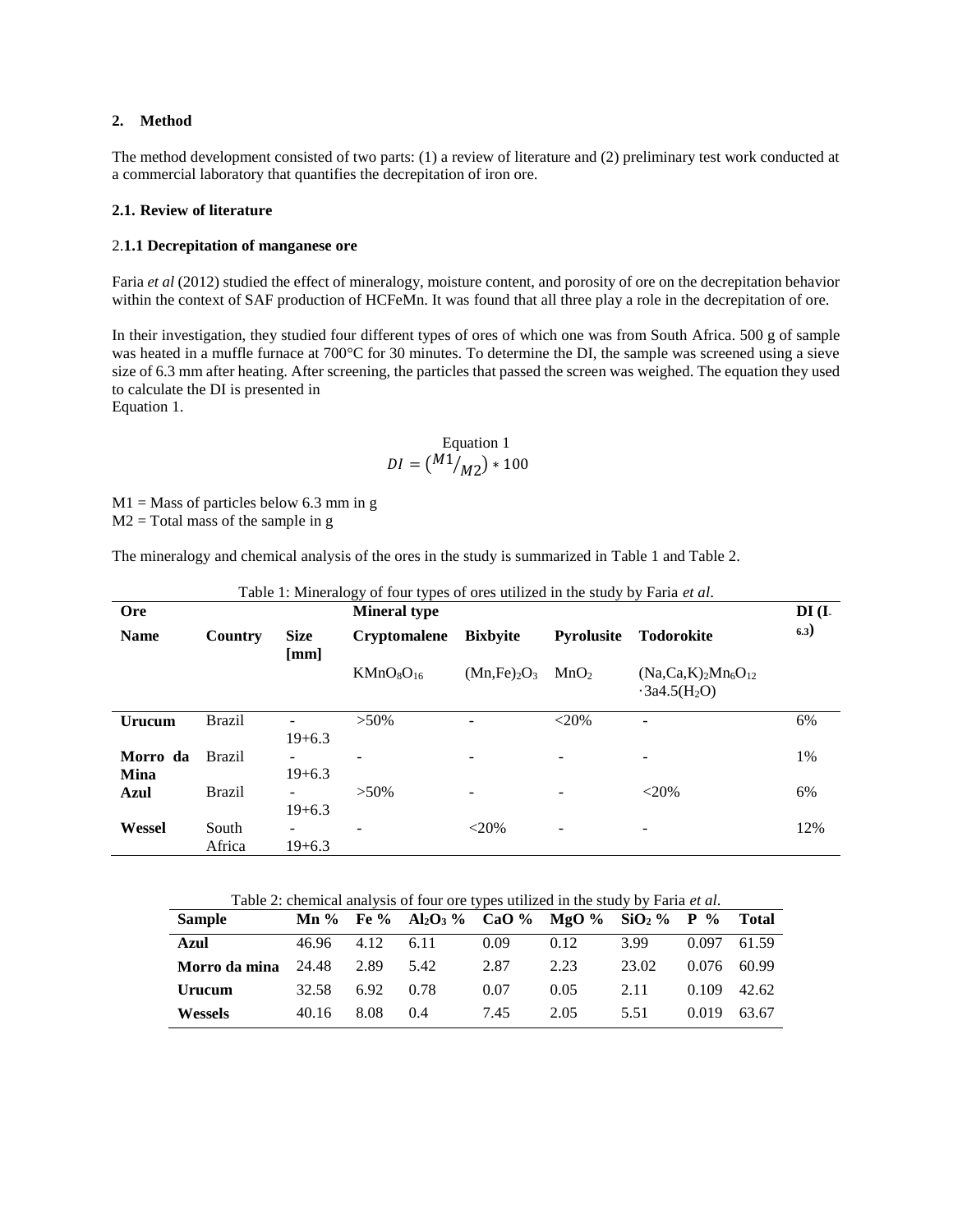## 2. Method

The method development consisted of two parts: (1) a review of literature and (2) preliminary test work conducted at a commercial laboratory that quantifies the decrepitation of iron ore.

### 2.1. Review of literature

#### 2.1.1 Decrepitation of manganese ore

Faria *et al* (2012) studied the effect of mineralogy, moisture content, and porosity of ore on the decrepitation behavior within the context of SAF production of HCFeMn. It was found that all three play a role in the decrepitation of ore.

In their investigation, they studied four different types of ores of which one was from South Africa. 500 g of sample was heated in a muffle furnace at 700°C for 30 minutes. To determine the DI, the sample was screened using a sieve size of 6.3 mm after heating. After screening, the particles that passed the screen was weighed. The equation they used to calculate the DI is presented in
Equation 1.

Equation 1

$$DI = \left( {}^{M1}/_{M2} \right) * 100$$

M1 = Mass of particles below 6.3 mm in g
M2 = Total mass of the sample in g

The mineralogy and chemical analysis of the ores in the study is summarized in Table 1 and Table 2.

Table 1: Mineralogy of four types of ores utilized in the study by Faria *et al*.

| Ore | | | Mineral type | | | | DI ($I_{-6.3}$) |
|---|---|---|---|---|---|---|---|
| Name | Country | Size [mm] | Cryptomalene | Bixbyite | Pyrolusite | Todorokite | |
| | | | $KMnO_8O_{16}$ | $(Mn,Fe)_2O_3$ | $MnO_2$ | $(Na,Ca,K)_2Mn_6O_{12} \cdot 3a4.5(H_2O)$ | |
| **Urucum** | Brazil | -19+6.3 | >50% | - | <20% | - | 6% |
| **Morro da Mina** | Brazil | -19+6.3 | - | - | - | - | 1% |
| **Azul** | Brazil | -19+6.3 | >50% | - | - | <20% | 6% |
| **Wessel** | South Africa | -19+6.3 | - | <20% | - | - | 12% |

Table 2: chemical analysis of four ore types utilized in the study by Faria *et al*.

| Sample | Mn % | Fe % | $Al_2O_3$ % | CaO % | MgO % | $SiO_2$ % | P % | Total |
|---|---|---|---|---|---|---|---|---|
| **Azul** | 46.96 | 4.12 | 6.11 | 0.09 | 0.12 | 3.99 | 0.097 | 61.59 |
| **Morro da mina** | 24.48 | 2.89 | 5.42 | 2.87 | 2.23 | 23.02 | 0.076 | 60.99 |
| **Urucum** | 32.58 | 6.92 | 0.78 | 0.07 | 0.05 | 2.11 | 0.109 | 42.62 |
| **Wessels** | 40.16 | 8.08 | 0.4 | 7.45 | 2.05 | 5.51 | 0.019 | 63.67 |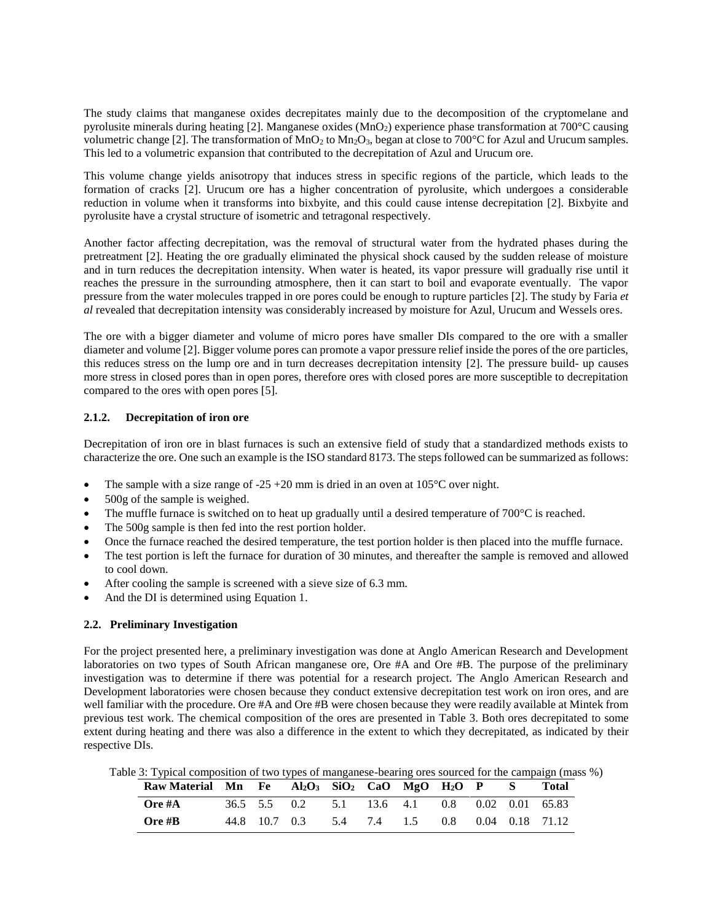The study claims that manganese oxides decrepitates mainly due to the decomposition of the cryptomelane and pyrolusite minerals during heating [2]. Manganese oxides ($MnO_2$) experience phase transformation at 700°C causing volumetric change [2]. The transformation of $MnO_2$ to $Mn_2O_3$, began at close to 700°C for Azul and Urucum samples. This led to a volumetric expansion that contributed to the decrepitation of Azul and Urucum ore.

This volume change yields anisotropy that induces stress in specific regions of the particle, which leads to the formation of cracks [2]. Urucum ore has a higher concentration of pyrolusite, which undergoes a considerable reduction in volume when it transforms into bixbyite, and this could cause intense decrepitation [2]. Bixbyite and pyrolusite have a crystal structure of isometric and tetragonal respectively.

Another factor affecting decrepitation, was the removal of structural water from the hydrated phases during the pretreatment [2]. Heating the ore gradually eliminated the physical shock caused by the sudden release of moisture and in turn reduces the decrepitation intensity. When water is heated, its vapor pressure will gradually rise until it reaches the pressure in the surrounding atmosphere, then it can start to boil and evaporate eventually. The vapor pressure from the water molecules trapped in ore pores could be enough to rupture particles [2]. The study by Faria *et al* revealed that decrepitation intensity was considerably increased by moisture for Azul, Urucum and Wessels ores.

The ore with a bigger diameter and volume of micro pores have smaller DIs compared to the ore with a smaller diameter and volume [2]. Bigger volume pores can promote a vapor pressure relief inside the pores of the ore particles, this reduces stress on the lump ore and in turn decreases decrepitation intensity [2]. The pressure build- up causes more stress in closed pores than in open pores, therefore ores with closed pores are more susceptible to decrepitation compared to the ores with open pores [5].

### 2.1.2. Decrepitation of iron ore

Decrepitation of iron ore in blast furnaces is such an extensive field of study that a standardized methods exists to characterize the ore. One such an example is the ISO standard 8173. The steps followed can be summarized as follows:

- The sample with a size range of -25 +20 mm is dried in an oven at 105°C over night.
- 500g of the sample is weighed.
- The muffle furnace is switched on to heat up gradually until a desired temperature of 700°C is reached.
- The 500g sample is then fed into the rest portion holder.
- Once the furnace reached the desired temperature, the test portion holder is then placed into the muffle furnace.
- The test portion is left the furnace for duration of 30 minutes, and thereafter the sample is removed and allowed to cool down.
- After cooling the sample is screened with a sieve size of 6.3 mm.
- And the DI is determined using Equation 1.

## 2.2. Preliminary Investigation

For the project presented here, a preliminary investigation was done at Anglo American Research and Development laboratories on two types of South African manganese ore, Ore #A and Ore #B. The purpose of the preliminary investigation was to determine if there was potential for a research project. The Anglo American Research and Development laboratories were chosen because they conduct extensive decrepitation test work on iron ores, and are well familiar with the procedure. Ore #A and Ore #B were chosen because they were readily available at Mintek from previous test work. The chemical composition of the ores are presented in Table 3. Both ores decrepitated to some extent during heating and there was also a difference in the extent to which they decrepitated, as indicated by their respective DIs.

Table 3: Typical composition of two types of manganese-bearing ores sourced for the campaign (mass %)

| Raw Material | Mn | Fe | $Al_2O_3$ | $SiO_2$ | CaO | MgO | $H_2O$ | P | S | Total |
|---|---|---|---|---|---|---|---|---|---|---|
| **Ore #A** | 36.5 | 5.5 | 0.2 | 5.1 | 13.6 | 4.1 | 0.8 | 0.02 | 0.01 | 65.83 |
| **Ore #B** | 44.8 | 10.7 | 0.3 | 5.4 | 7.4 | 1.5 | 0.8 | 0.04 | 0.18 | 71.12 |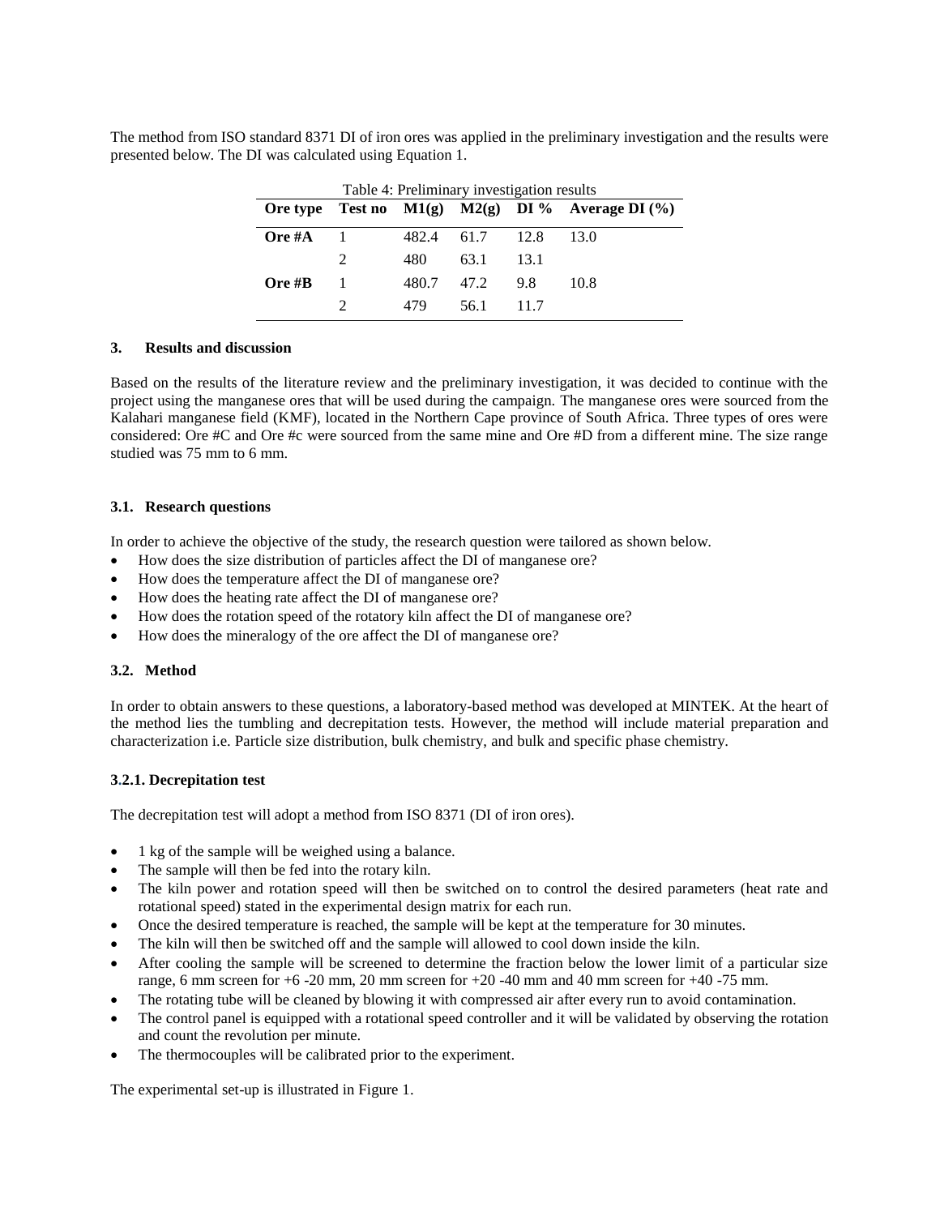The method from ISO standard 8371 DI of iron ores was applied in the preliminary investigation and the results were presented below. The DI was calculated using Equation 1.

Table 4: Preliminary investigation results

| Ore type | Test no | M1(g) | M2(g) | DI % | Average DI (%) |
|---|---|---|---|---|---|
| **Ore #A** | 1 | 482.4 | 61.7 | 12.8 | 13.0 |
| | 2 | 480 | 63.1 | 13.1 | |
| **Ore #B** | 1 | 480.7 | 47.2 | 9.8 | 10.8 |
| | 2 | 479 | 56.1 | 11.7 | |

## 3. Results and discussion

Based on the results of the literature review and the preliminary investigation, it was decided to continue with the project using the manganese ores that will be used during the campaign. The manganese ores were sourced from the Kalahari manganese field (KMF), located in the Northern Cape province of South Africa. Three types of ores were considered: Ore #C and Ore #c were sourced from the same mine and Ore #D from a different mine. The size range studied was 75 mm to 6 mm.

### 3.1. Research questions

In order to achieve the objective of the study, the research question were tailored as shown below.

- How does the size distribution of particles affect the DI of manganese ore?
- How does the temperature affect the DI of manganese ore?
- How does the heating rate affect the DI of manganese ore?
- How does the rotation speed of the rotatory kiln affect the DI of manganese ore?
- How does the mineralogy of the ore affect the DI of manganese ore?

### 3.2. Method

In order to obtain answers to these questions, a laboratory-based method was developed at MINTEK. At the heart of the method lies the tumbling and decrepitation tests. However, the method will include material preparation and characterization i.e. Particle size distribution, bulk chemistry, and bulk and specific phase chemistry.

#### 3.2.1. Decrepitation test

The decrepitation test will adopt a method from ISO 8371 (DI of iron ores).

- 1 kg of the sample will be weighed using a balance.
- The sample will then be fed into the rotary kiln.
- The kiln power and rotation speed will then be switched on to control the desired parameters (heat rate and rotational speed) stated in the experimental design matrix for each run.
- Once the desired temperature is reached, the sample will be kept at the temperature for 30 minutes.
- The kiln will then be switched off and the sample will allowed to cool down inside the kiln.
- After cooling the sample will be screened to determine the fraction below the lower limit of a particular size range, 6 mm screen for +6 -20 mm, 20 mm screen for +20 -40 mm and 40 mm screen for +40 -75 mm.
- The rotating tube will be cleaned by blowing it with compressed air after every run to avoid contamination.
- The control panel is equipped with a rotational speed controller and it will be validated by observing the rotation and count the revolution per minute.
- The thermocouples will be calibrated prior to the experiment.

The experimental set-up is illustrated in Figure 1.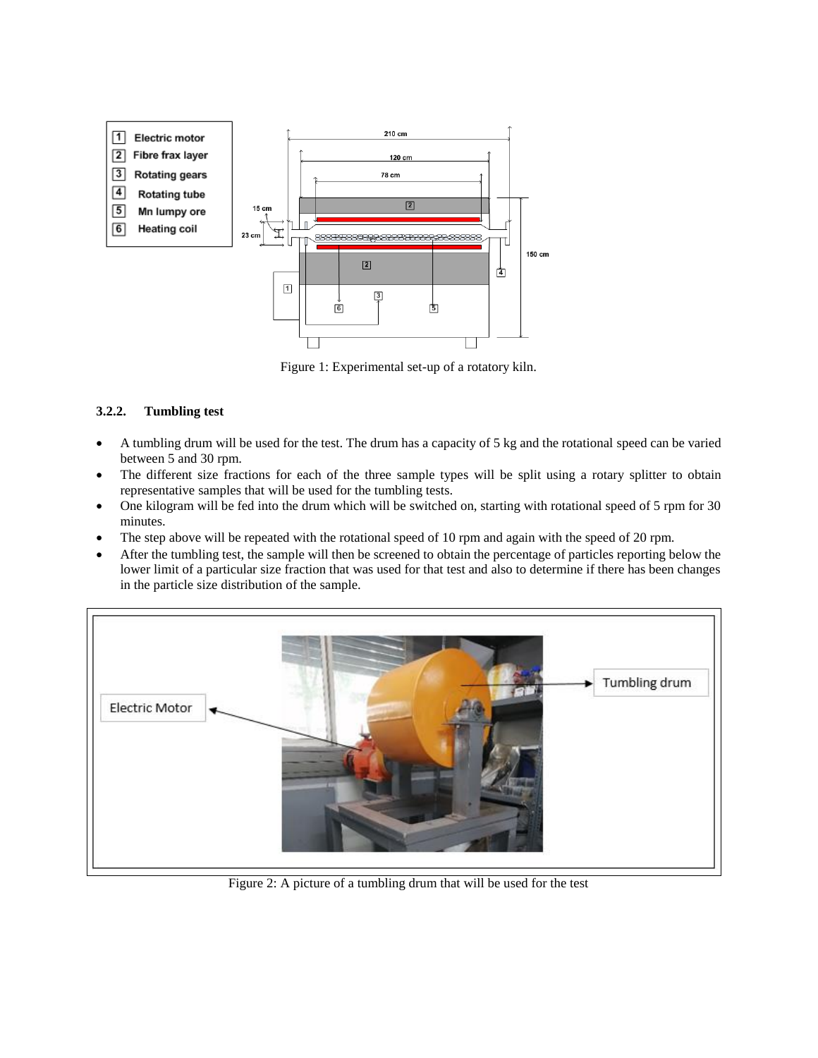Figure 1: Experimental set-up of a rotatory kiln.

#### 3.2.2. Tumbling test

- A tumbling drum will be used for the test. The drum has a capacity of 5 kg and the rotational speed can be varied between 5 and 30 rpm.
- The different size fractions for each of the three sample types will be split using a rotary splitter to obtain representative samples that will be used for the tumbling tests.
- One kilogram will be fed into the drum which will be switched on, starting with rotational speed of 5 rpm for 30 minutes.
- The step above will be repeated with the rotational speed of 10 rpm and again with the speed of 20 rpm.
- After the tumbling test, the sample will then be screened to obtain the percentage of particles reporting below the lower limit of a particular size fraction that was used for that test and also to determine if there has been changes in the particle size distribution of the sample.

Figure 2: A picture of a tumbling drum that will be used for the test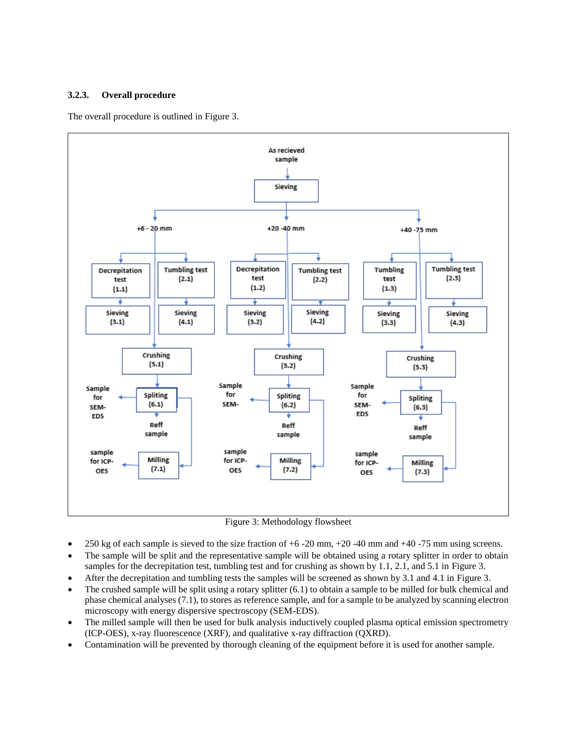### 3.2.3. Overall procedure

The overall procedure is outlined in Figure 3.

Figure 3: Methodology flowsheet

- 250 kg of each sample is sieved to the size fraction of +6 -20 mm, +20 -40 mm and +40 -75 mm using screens.
- The sample will be split and the representative sample will be obtained using a rotary splitter in order to obtain samples for the decrepitation test, tumbling test and for crushing as shown by 1.1, 2.1, and 5.1 in Figure 3.
- After the decrepitation and tumbling tests the samples will be screened as shown by 3.1 and 4.1 in Figure 3.
- The crushed sample will be split using a rotary splitter (6.1) to obtain a sample to be milled for bulk chemical and phase chemical analyses (7.1), to stores as reference sample, and for a sample to be analyzed by scanning electron microscopy with energy dispersive spectroscopy (SEM-EDS).
- The milled sample will then be used for bulk analysis inductively coupled plasma optical emission spectrometry (ICP-OES), x-ray fluorescence (XRF), and qualitative x-ray diffraction (QXRD).
- Contamination will be prevented by thorough cleaning of the equipment before it is used for another sample.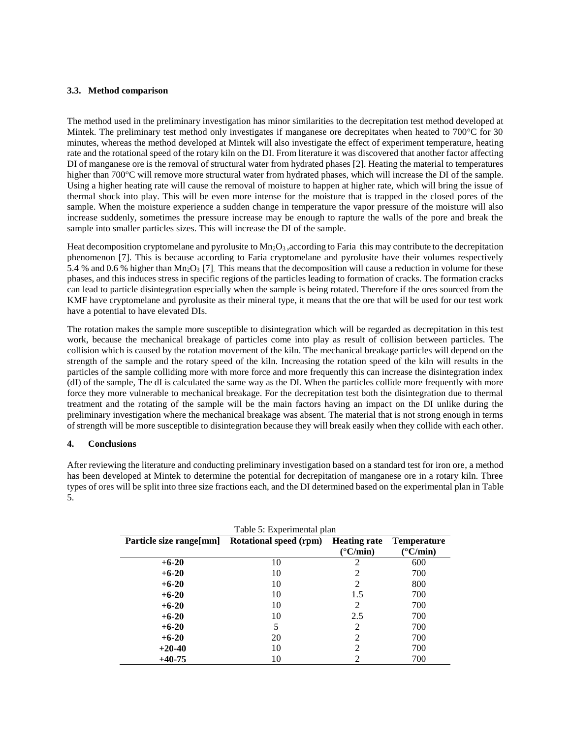### 3.3. Method comparison

The method used in the preliminary investigation has minor similarities to the decrepitation test method developed at Mintek. The preliminary test method only investigates if manganese ore decrepitates when heated to 700°C for 30 minutes, whereas the method developed at Mintek will also investigate the effect of experiment temperature, heating rate and the rotational speed of the rotary kiln on the DI. From literature it was discovered that another factor affecting DI of manganese ore is the removal of structural water from hydrated phases [2]. Heating the material to temperatures higher than 700°C will remove more structural water from hydrated phases, which will increase the DI of the sample. Using a higher heating rate will cause the removal of moisture to happen at higher rate, which will bring the issue of thermal shock into play. This will be even more intense for the moisture that is trapped in the closed pores of the sample. When the moisture experience a sudden change in temperature the vapor pressure of the moisture will also increase suddenly, sometimes the pressure increase may be enough to rapture the walls of the pore and break the sample into smaller particles sizes. This will increase the DI of the sample.

Heat decomposition cryptomelane and pyrolusite to $Mn_2O_3$ ,according to Faria this may contribute to the decrepitation phenomenon [7]. This is because according to Faria cryptomelane and pyrolusite have their volumes respectively 5.4 % and 0.6 % higher than $Mn_2O_3$ [7]. This means that the decomposition will cause a reduction in volume for these phases, and this induces stress in specific regions of the particles leading to formation of cracks. The formation cracks can lead to particle disintegration especially when the sample is being rotated. Therefore if the ores sourced from the KMF have cryptomelane and pyrolusite as their mineral type, it means that the ore that will be used for our test work have a potential to have elevated DIs.

The rotation makes the sample more susceptible to disintegration which will be regarded as decrepitation in this test work, because the mechanical breakage of particles come into play as result of collision between particles. The collision which is caused by the rotation movement of the kiln. The mechanical breakage particles will depend on the strength of the sample and the rotary speed of the kiln. Increasing the rotation speed of the kiln will results in the particles of the sample colliding more with more force and more frequently this can increase the disintegration index (dI) of the sample, The dI is calculated the same way as the DI. When the particles collide more frequently with more force they more vulnerable to mechanical breakage. For the decrepitation test both the disintegration due to thermal treatment and the rotating of the sample will be the main factors having an impact on the DI unlike during the preliminary investigation where the mechanical breakage was absent. The material that is not strong enough in terms of strength will be more susceptible to disintegration because they will break easily when they collide with each other.

## 4. Conclusions

After reviewing the literature and conducting preliminary investigation based on a standard test for iron ore, a method has been developed at Mintek to determine the potential for decrepitation of manganese ore in a rotary kiln. Three types of ores will be split into three size fractions each, and the DI determined based on the experimental plan in Table 5.

Table 5: Experimental plan

| Particle size range[mm] | Rotational speed (rpm) | Heating rate (°C/min) | Temperature (°C/min) |
|---|---|---|---|
| **+6-20** | 10 | 2 | 600 |
| **+6-20** | 10 | 2 | 700 |
| **+6-20** | 10 | 2 | 800 |
| **+6-20** | 10 | 1.5 | 700 |
| **+6-20** | 10 | 2 | 700 |
| **+6-20** | 10 | 2.5 | 700 |
| **+6-20** | 5 | 2 | 700 |
| **+6-20** | 20 | 2 | 700 |
| **+20-40** | 10 | 2 | 700 |
| **+40-75** | 10 | 2 | 700 |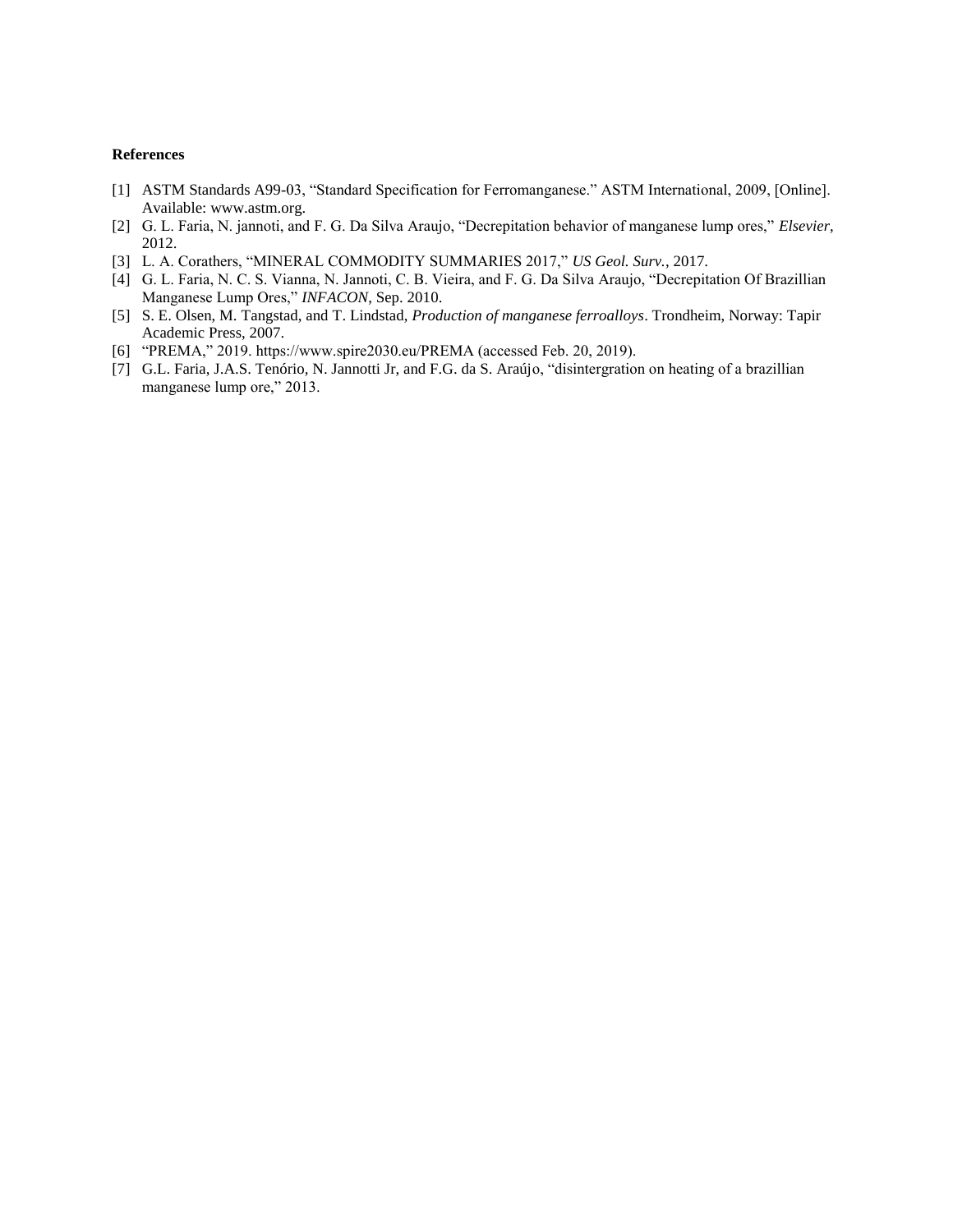**References**

[1] ASTM Standards A99-03, "Standard Specification for Ferromanganese." ASTM International, 2009, [Online]. Available: www.astm.org.

[2] G. L. Faria, N. jannoti, and F. G. Da Silva Araujo, "Decrepitation behavior of manganese lump ores," *Elsevier*, 2012.

[3] L. A. Corathers, "MINERAL COMMODITY SUMMARIES 2017," *US Geol. Surv.*, 2017.

[4] G. L. Faria, N. C. S. Vianna, N. Jannoti, C. B. Vieira, and F. G. Da Silva Araujo, "Decrepitation Of Brazillian Manganese Lump Ores," *INFACON*, Sep. 2010.

[5] S. E. Olsen, M. Tangstad, and T. Lindstad, *Production of manganese ferroalloys*. Trondheim, Norway: Tapir Academic Press, 2007.

[6] "PREMA," 2019. https://www.spire2030.eu/PREMA (accessed Feb. 20, 2019).

[7] G.L. Faria, J.A.S. Tenório, N. Jannotti Jr, and F.G. da S. Araújo, "disintergration on heating of a brazillian manganese lump ore," 2013.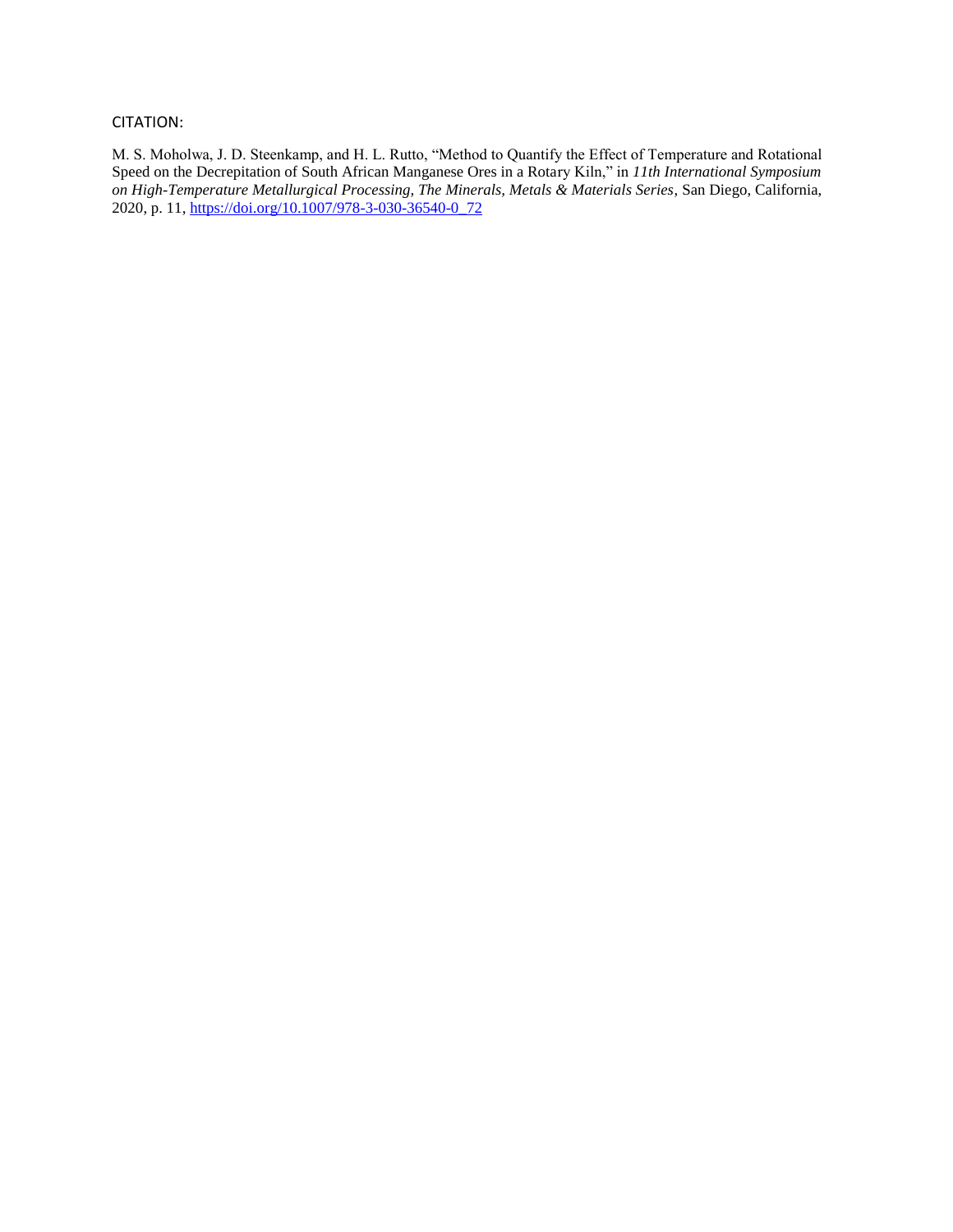CITATION:

M. S. Moholwa, J. D. Steenkamp, and H. L. Rutto, "Method to Quantify the Effect of Temperature and Rotational Speed on the Decrepitation of South African Manganese Ores in a Rotary Kiln," in *11th International Symposium on High-Temperature Metallurgical Processing, The Minerals, Metals & Materials Series*, San Diego, California, 2020, p. 11, https://doi.org/10.1007/978-3-030-36540-0_72